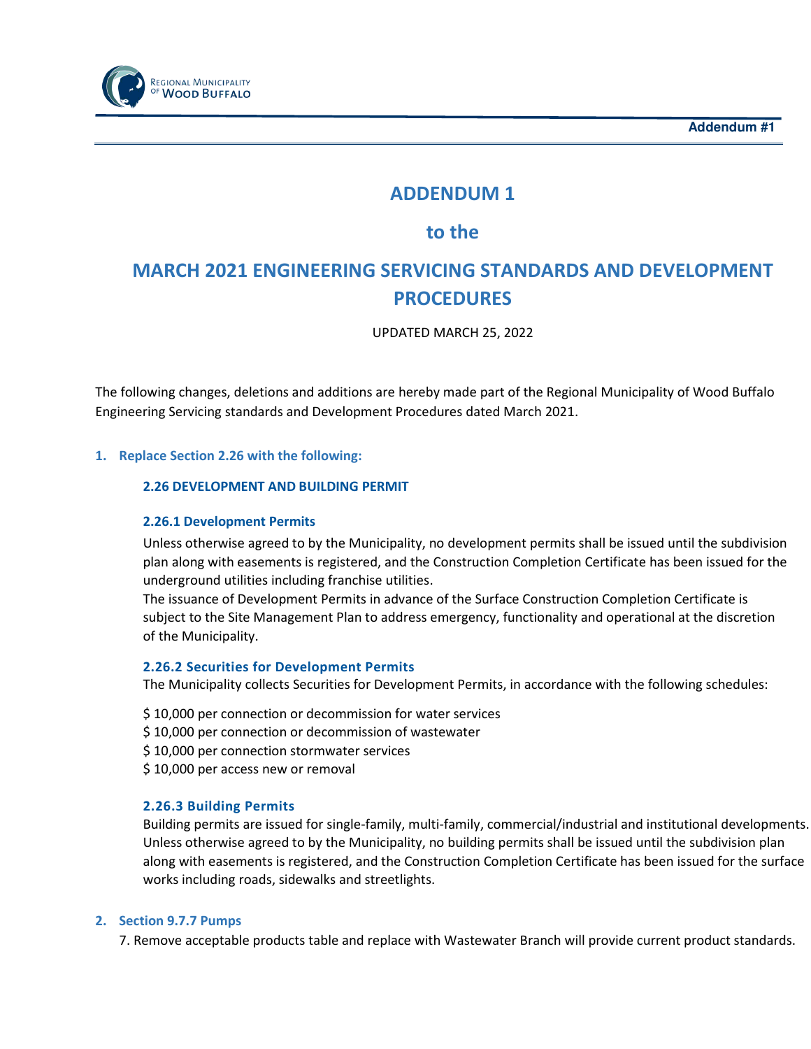Addendum #1

# ADDENDUM 1

## to the

# MARCH 2021 ENGINEERING SERVICING STANDARDS AND DEVELOPMENT PROCEDURES

UPDATED MARCH 25, 2022

The following changes, deletions and additions are hereby made part of the Regional Municipality of Wood Buffalo Engineering Servicing standards and Development Procedures dated March 2021.

### 1. Replace Section 2.26 with the following:

#### 2.26 DEVELOPMENT AND BUILDING PERMIT

#### 2.26.1 Development Permits

Unless otherwise agreed to by the Municipality, no development permits shall be issued until the subdivision plan along with easements is registered, and the Construction Completion Certificate has been issued for the underground utilities including franchise utilities.
The issuance of Development Permits in advance of the Surface Construction Completion Certificate is subject to the Site Management Plan to address emergency, functionality and operational at the discretion of the Municipality.

#### 2.26.2 Securities for Development Permits

The Municipality collects Securities for Development Permits, in accordance with the following schedules:

$ 10,000 per connection or decommission for water services
$ 10,000 per connection or decommission of wastewater
$ 10,000 per connection stormwater services
$ 10,000 per access new or removal

#### 2.26.3 Building Permits

Building permits are issued for single-family, multi-family, commercial/industrial and institutional developments. Unless otherwise agreed to by the Municipality, no building permits shall be issued until the subdivision plan along with easements is registered, and the Construction Completion Certificate has been issued for the surface works including roads, sidewalks and streetlights.

### 2. Section 9.7.7 Pumps

7. Remove acceptable products table and replace with Wastewater Branch will provide current product standards.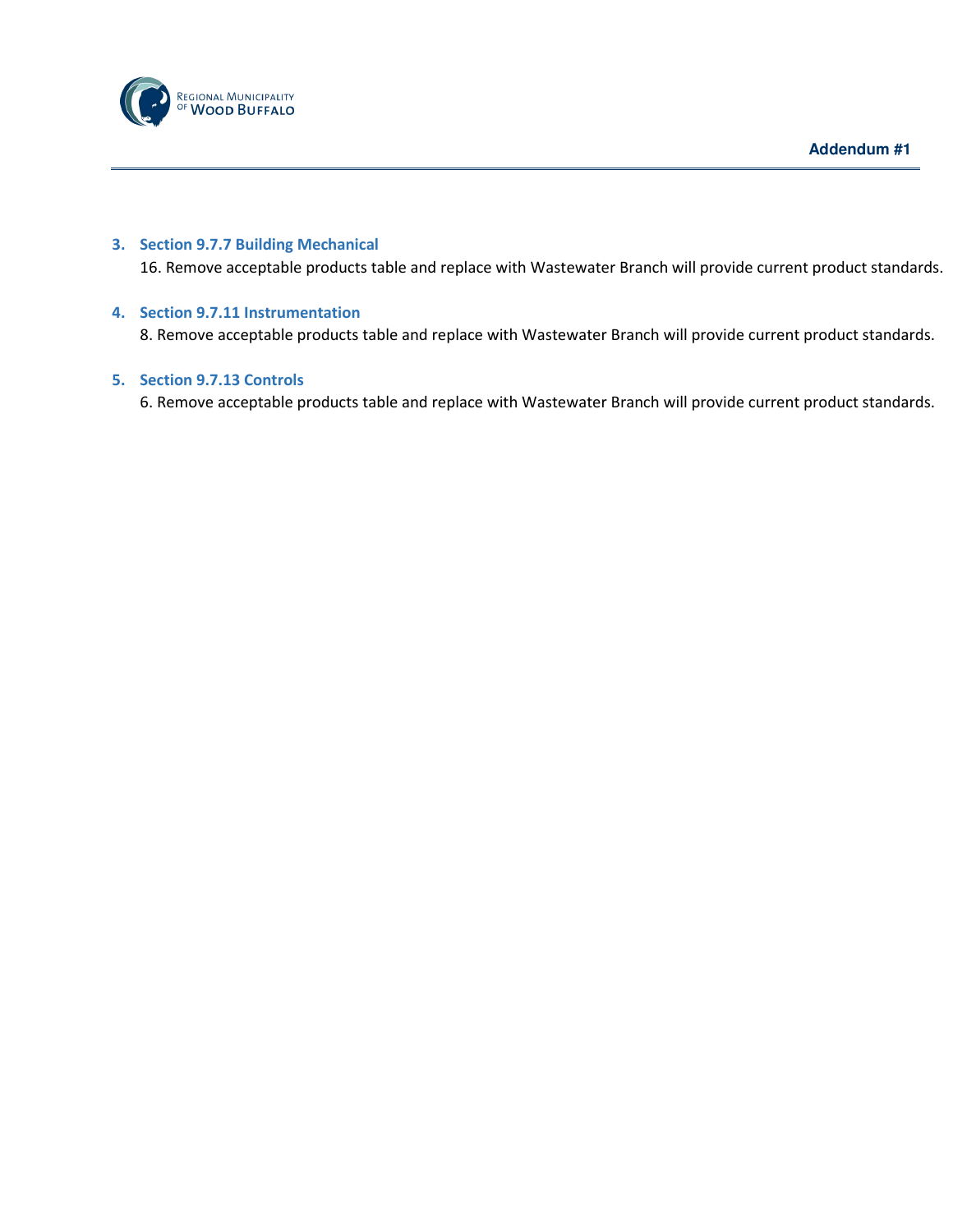3. **Section 9.7.7 Building Mechanical**

   16. Remove acceptable products table and replace with Wastewater Branch will provide current product standards.

4. **Section 9.7.11 Instrumentation**

   8. Remove acceptable products table and replace with Wastewater Branch will provide current product standards.

5. **Section 9.7.13 Controls**

   6. Remove acceptable products table and replace with Wastewater Branch will provide current product standards.